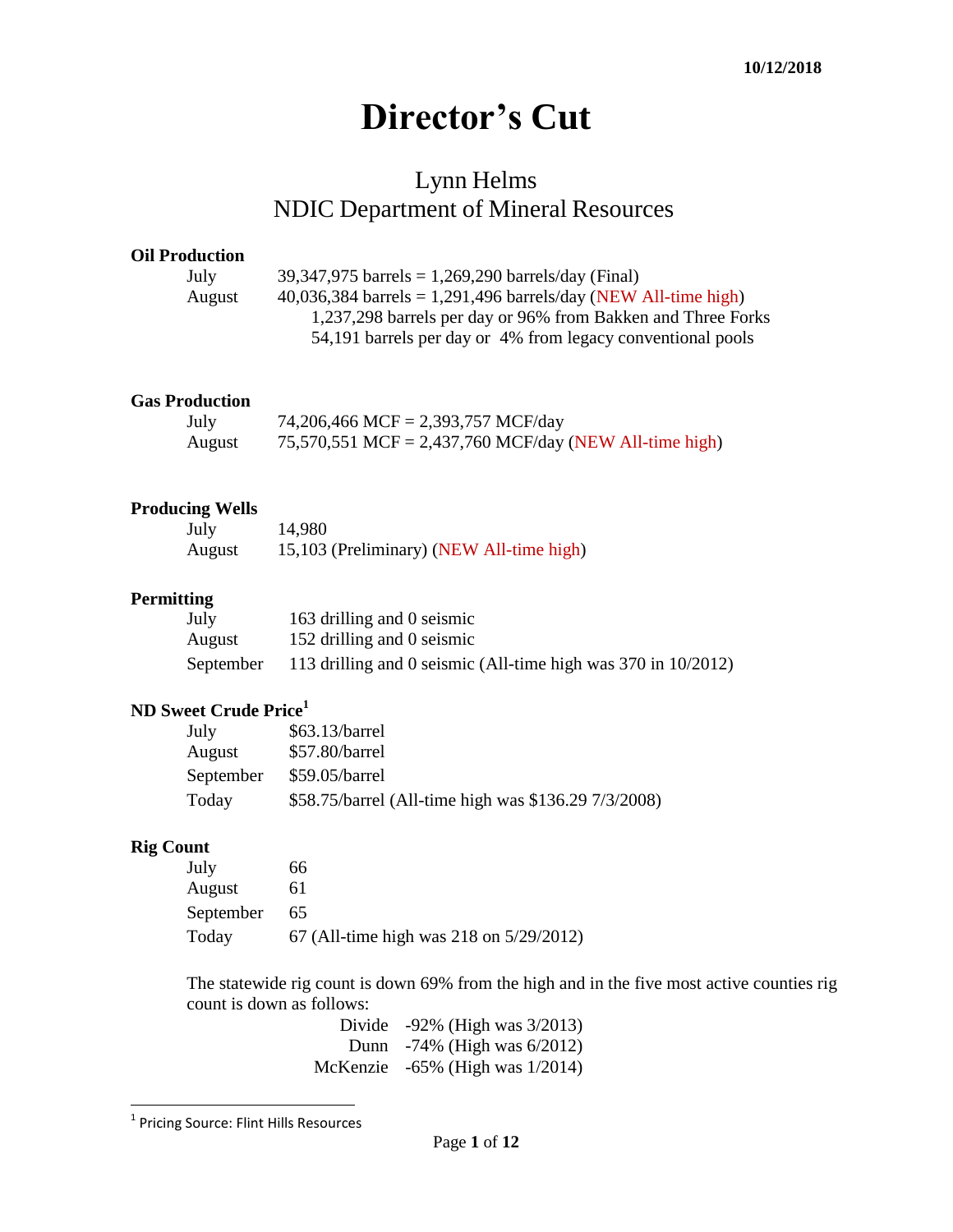**10/12/2018**

# Director's Cut

## Lynn Helms
## NDIC Department of Mineral Resources

### Oil Production

| | |
|---|---|
| July | 39,347,975 barrels = 1,269,290 barrels/day (Final) |
| August | 40,036,384 barrels = 1,291,496 barrels/day (NEW All-time high) |
| | 1,237,298 barrels per day or 96% from Bakken and Three Forks |
| | 54,191 barrels per day or 4% from legacy conventional pools |

### Gas Production

| | |
|---|---|
| July | 74,206,466 MCF = 2,393,757 MCF/day |
| August | 75,570,551 MCF = 2,437,760 MCF/day (NEW All-time high) |

### Producing Wells

| | |
|---|---|
| July | 14,980 |
| August | 15,103 (Preliminary) (NEW All-time high) |

### Permitting

| | |
|---|---|
| July | 163 drilling and 0 seismic |
| August | 152 drilling and 0 seismic |
| September | 113 drilling and 0 seismic (All-time high was 370 in 10/2012) |

### ND Sweet Crude Price[1]

| | |
|---|---|
| July | $63.13/barrel |
| August | $57.80/barrel |
| September | $59.05/barrel |
| Today | $58.75/barrel (All-time high was $136.29 7/3/2008) |

### Rig Count

| | |
|---|---|
| July | 66 |
| August | 61 |
| September | 65 |
| Today | 67 (All-time high was 218 on 5/29/2012) |

The statewide rig count is down 69% from the high and in the five most active counties rig count is down as follows:

| | |
|---|---|
| Divide | -92% (High was 3/2013) |
| Dunn | -74% (High was 6/2012) |
| McKenzie | -65% (High was 1/2014) |

[1] Pricing Source: Flint Hills Resources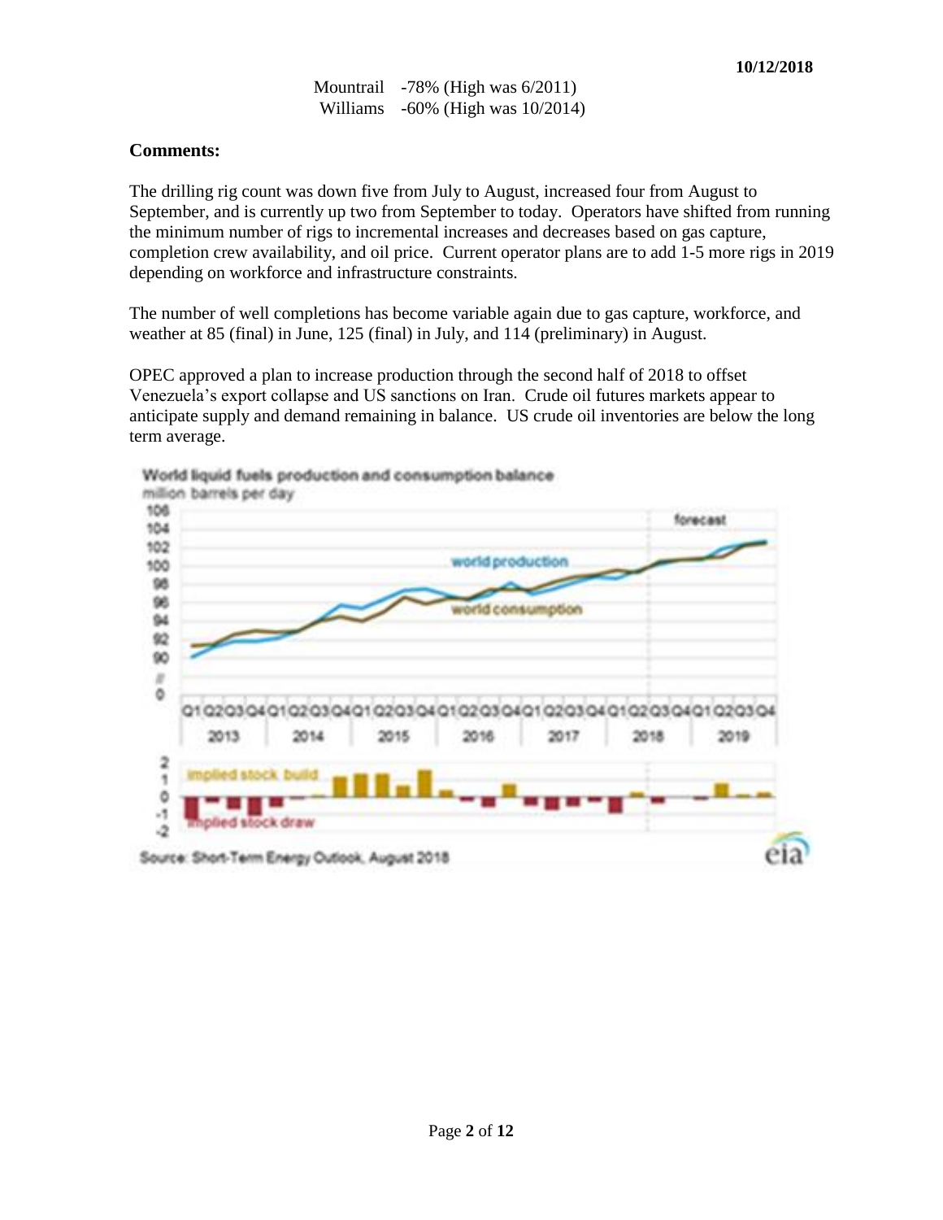| | |
|---|---|
| Mountrail | -78% (High was 6/2011) |
| Williams | -60% (High was 10/2014) |

**Comments:**

The drilling rig count was down five from July to August, increased four from August to September, and is currently up two from September to today. Operators have shifted from running the minimum number of rigs to incremental increases and decreases based on gas capture, completion crew availability, and oil price. Current operator plans are to add 1-5 more rigs in 2019 depending on workforce and infrastructure constraints.

The number of well completions has become variable again due to gas capture, workforce, and weather at 85 (final) in June, 125 (final) in July, and 114 (preliminary) in August.

OPEC approved a plan to increase production through the second half of 2018 to offset Venezuela's export collapse and US sanctions on Iran. Crude oil futures markets appear to anticipate supply and demand remaining in balance. US crude oil inventories are below the long term average.

World liquid fuels production and consumption balance

million barrels per day

Source: Short-Term Energy Outlook, August 2018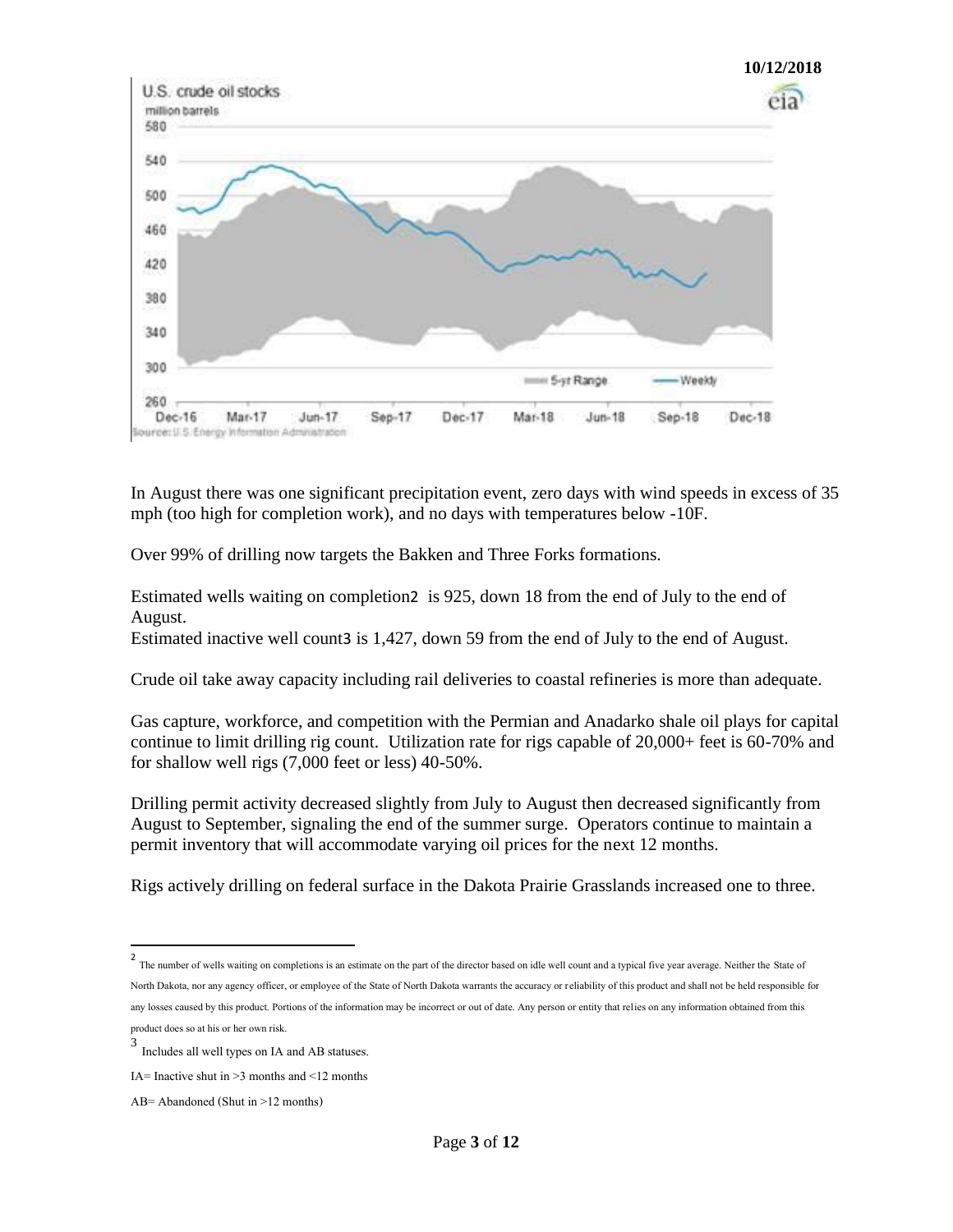10/12/2018

In August there was one significant precipitation event, zero days with wind speeds in excess of 35 mph (too high for completion work), and no days with temperatures below -10F.

Over 99% of drilling now targets the Bakken and Three Forks formations.

Estimated wells waiting on completion[2] is 925, down 18 from the end of July to the end of August.
Estimated inactive well count[3] is 1,427, down 59 from the end of July to the end of August.

Crude oil take away capacity including rail deliveries to coastal refineries is more than adequate.

Gas capture, workforce, and competition with the Permian and Anadarko shale oil plays for capital continue to limit drilling rig count. Utilization rate for rigs capable of 20,000+ feet is 60-70% and for shallow well rigs (7,000 feet or less) 40-50%.

Drilling permit activity decreased slightly from July to August then decreased significantly from August to September, signaling the end of the summer surge. Operators continue to maintain a permit inventory that will accommodate varying oil prices for the next 12 months.

Rigs actively drilling on federal surface in the Dakota Prairie Grasslands increased one to three.

---

[2] The number of wells waiting on completions is an estimate on the part of the director based on idle well count and a typical five year average. Neither the State of North Dakota, nor any agency officer, or employee of the State of North Dakota warrants the accuracy or reliability of this product and shall not be held responsible for any losses caused by this product. Portions of the information may be incorrect or out of date. Any person or entity that relies on any information obtained from this product does so at his or her own risk.

[3] Includes all well types on IA and AB statuses.

IA= Inactive shut in >3 months and <12 months

AB= Abandoned (Shut in >12 months)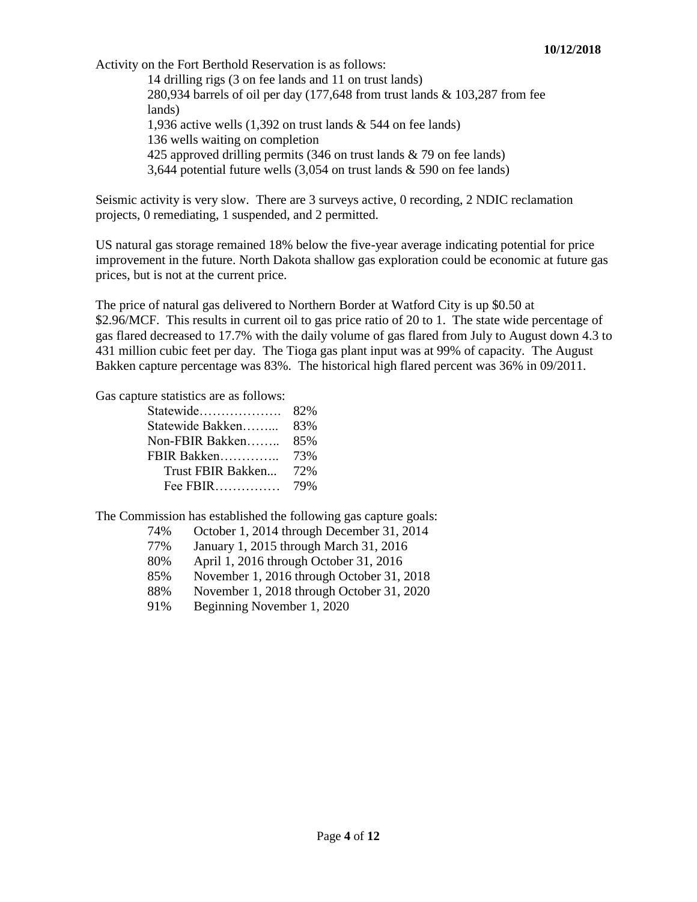**10/12/2018**

Activity on the Fort Berthold Reservation is as follows:

- 14 drilling rigs (3 on fee lands and 11 on trust lands)
- 280,934 barrels of oil per day (177,648 from trust lands & 103,287 from fee lands)
- 1,936 active wells (1,392 on trust lands & 544 on fee lands)
- 136 wells waiting on completion
- 425 approved drilling permits (346 on trust lands & 79 on fee lands)
- 3,644 potential future wells (3,054 on trust lands & 590 on fee lands)

Seismic activity is very slow. There are 3 surveys active, 0 recording, 2 NDIC reclamation projects, 0 remediating, 1 suspended, and 2 permitted.

US natural gas storage remained 18% below the five-year average indicating potential for price improvement in the future. North Dakota shallow gas exploration could be economic at future gas prices, but is not at the current price.

The price of natural gas delivered to Northern Border at Watford City is up $0.50 at $2.96/MCF. This results in current oil to gas price ratio of 20 to 1. The state wide percentage of gas flared decreased to 17.7% with the daily volume of gas flared from July to August down 4.3 to 431 million cubic feet per day. The Tioga gas plant input was at 99% of capacity. The August Bakken capture percentage was 83%. The historical high flared percent was 36% in 09/2011.

Gas capture statistics are as follows:

| | |
|---|---|
| Statewide | 82% |
| Statewide Bakken | 83% |
| Non-FBIR Bakken | 85% |
| FBIR Bakken | 73% |
| Trust FBIR Bakken | 72% |
| Fee FBIR | 79% |

The Commission has established the following gas capture goals:

| | |
|---|---|
| 74% | October 1, 2014 through December 31, 2014 |
| 77% | January 1, 2015 through March 31, 2016 |
| 80% | April 1, 2016 through October 31, 2016 |
| 85% | November 1, 2016 through October 31, 2018 |
| 88% | November 1, 2018 through October 31, 2020 |
| 91% | Beginning November 1, 2020 |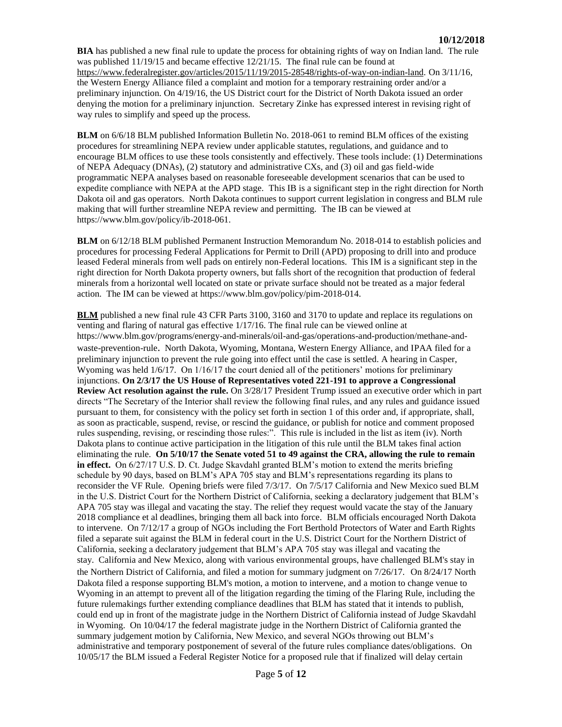**BIA** has published a new final rule to update the process for obtaining rights of way on Indian land. The rule was published 11/19/15 and became effective 12/21/15. The final rule can be found at https://www.federalregister.gov/articles/2015/11/19/2015-28548/rights-of-way-on-indian-land. On 3/11/16, the Western Energy Alliance filed a complaint and motion for a temporary restraining order and/or a preliminary injunction. On 4/19/16, the US District court for the District of North Dakota issued an order denying the motion for a preliminary injunction. Secretary Zinke has expressed interest in revising right of way rules to simplify and speed up the process.

**BLM** on 6/6/18 BLM published Information Bulletin No. 2018-061 to remind BLM offices of the existing procedures for streamlining NEPA review under applicable statutes, regulations, and guidance and to encourage BLM offices to use these tools consistently and effectively. These tools include: (1) Determinations of NEPA Adequacy (DNAs), (2) statutory and administrative CXs, and (3) oil and gas field-wide programmatic NEPA analyses based on reasonable foreseeable development scenarios that can be used to expedite compliance with NEPA at the APD stage. This IB is a significant step in the right direction for North Dakota oil and gas operators. North Dakota continues to support current legislation in congress and BLM rule making that will further streamline NEPA review and permitting. The IB can be viewed at https://www.blm.gov/policy/ib-2018-061.

**BLM** on 6/12/18 BLM published Permanent Instruction Memorandum No. 2018-014 to establish policies and procedures for processing Federal Applications for Permit to Drill (APD) proposing to drill into and produce leased Federal minerals from well pads on entirely non-Federal locations. This IM is a significant step in the right direction for North Dakota property owners, but falls short of the recognition that production of federal minerals from a horizontal well located on state or private surface should not be treated as a major federal action. The IM can be viewed at https://www.blm.gov/policy/pim-2018-014.

**BLM** published a new final rule 43 CFR Parts 3100, 3160 and 3170 to update and replace its regulations on venting and flaring of natural gas effective 1/17/16. The final rule can be viewed online at https://www.blm.gov/programs/energy-and-minerals/oil-and-gas/operations-and-production/methane-and-waste-prevention-rule. North Dakota, Wyoming, Montana, Western Energy Alliance, and IPAA filed for a preliminary injunction to prevent the rule going into effect until the case is settled. A hearing in Casper, Wyoming was held 1/6/17. On 1/16/17 the court denied all of the petitioners' motions for preliminary injunctions. **On 2/3/17 the US House of Representatives voted 221-191 to approve a Congressional Review Act resolution against the rule.** On 3/28/17 President Trump issued an executive order which in part directs "The Secretary of the Interior shall review the following final rules, and any rules and guidance issued pursuant to them, for consistency with the policy set forth in section 1 of this order and, if appropriate, shall, as soon as practicable, suspend, revise, or rescind the guidance, or publish for notice and comment proposed rules suspending, revising, or rescinding those rules:". This rule is included in the list as item (iv). North Dakota plans to continue active participation in the litigation of this rule until the BLM takes final action eliminating the rule. **On 5/10/17 the Senate voted 51 to 49 against the CRA, allowing the rule to remain in effect.** On 6/27/17 U.S. D. Ct. Judge Skavdahl granted BLM's motion to extend the merits briefing schedule by 90 days, based on BLM's APA 705 stay and BLM's representations regarding its plans to reconsider the VF Rule. Opening briefs were filed 7/3/17. On 7/5/17 California and New Mexico sued BLM in the U.S. District Court for the Northern District of California, seeking a declaratory judgement that BLM's APA 705 stay was illegal and vacating the stay. The relief they request would vacate the stay of the January 2018 compliance et al deadlines, bringing them all back into force. BLM officials encouraged North Dakota to intervene. On 7/12/17 a group of NGOs including the Fort Berthold Protectors of Water and Earth Rights filed a separate suit against the BLM in federal court in the U.S. District Court for the Northern District of California, seeking a declaratory judgement that BLM's APA 705 stay was illegal and vacating the stay. California and New Mexico, along with various environmental groups, have challenged BLM's stay in the Northern District of California, and filed a motion for summary judgment on 7/26/17. On 8/24/17 North Dakota filed a response supporting BLM's motion, a motion to intervene, and a motion to change venue to Wyoming in an attempt to prevent all of the litigation regarding the timing of the Flaring Rule, including the future rulemakings further extending compliance deadlines that BLM has stated that it intends to publish, could end up in front of the magistrate judge in the Northern District of California instead of Judge Skavdahl in Wyoming. On 10/04/17 the federal magistrate judge in the Northern District of California granted the summary judgement motion by California, New Mexico, and several NGOs throwing out BLM's administrative and temporary postponement of several of the future rules compliance dates/obligations. On 10/05/17 the BLM issued a Federal Register Notice for a proposed rule that if finalized will delay certain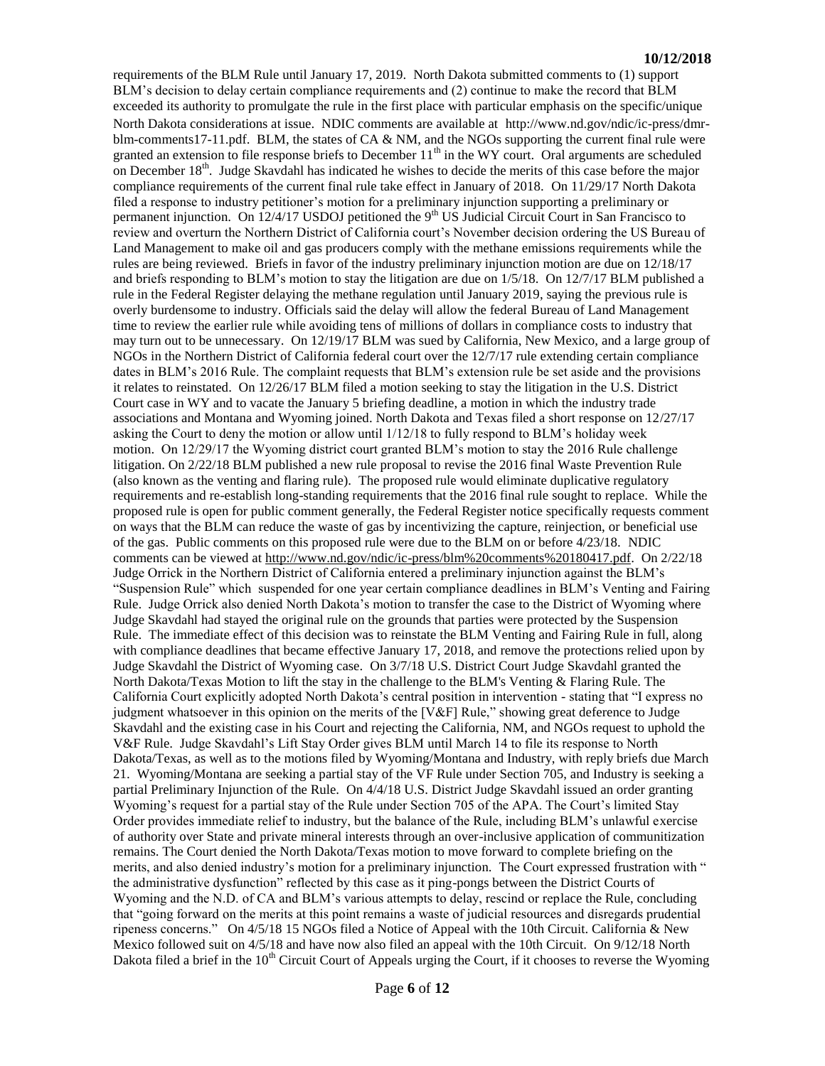requirements of the BLM Rule until January 17, 2019. North Dakota submitted comments to (1) support BLM's decision to delay certain compliance requirements and (2) continue to make the record that BLM exceeded its authority to promulgate the rule in the first place with particular emphasis on the specific/unique North Dakota considerations at issue. NDIC comments are available at http://www.nd.gov/ndic/ic-press/dmr-blm-comments17-11.pdf. BLM, the states of CA & NM, and the NGOs supporting the current final rule were granted an extension to file response briefs to December 11th in the WY court. Oral arguments are scheduled on December 18th. Judge Skavdahl has indicated he wishes to decide the merits of this case before the major compliance requirements of the current final rule take effect in January of 2018. On 11/29/17 North Dakota filed a response to industry petitioner's motion for a preliminary injunction supporting a preliminary or permanent injunction. On 12/4/17 USDOJ petitioned the 9th US Judicial Circuit Court in San Francisco to review and overturn the Northern District of California court's November decision ordering the US Bureau of Land Management to make oil and gas producers comply with the methane emissions requirements while the rules are being reviewed. Briefs in favor of the industry preliminary injunction motion are due on 12/18/17 and briefs responding to BLM's motion to stay the litigation are due on 1/5/18. On 12/7/17 BLM published a rule in the Federal Register delaying the methane regulation until January 2019, saying the previous rule is overly burdensome to industry. Officials said the delay will allow the federal Bureau of Land Management time to review the earlier rule while avoiding tens of millions of dollars in compliance costs to industry that may turn out to be unnecessary. On 12/19/17 BLM was sued by California, New Mexico, and a large group of NGOs in the Northern District of California federal court over the 12/7/17 rule extending certain compliance dates in BLM's 2016 Rule. The complaint requests that BLM's extension rule be set aside and the provisions it relates to reinstated. On 12/26/17 BLM filed a motion seeking to stay the litigation in the U.S. District Court case in WY and to vacate the January 5 briefing deadline, a motion in which the industry trade associations and Montana and Wyoming joined. North Dakota and Texas filed a short response on 12/27/17 asking the Court to deny the motion or allow until 1/12/18 to fully respond to BLM's holiday week motion. On 12/29/17 the Wyoming district court granted BLM's motion to stay the 2016 Rule challenge litigation. On 2/22/18 BLM published a new rule proposal to revise the 2016 final Waste Prevention Rule (also known as the venting and flaring rule). The proposed rule would eliminate duplicative regulatory requirements and re-establish long-standing requirements that the 2016 final rule sought to replace. While the proposed rule is open for public comment generally, the Federal Register notice specifically requests comment on ways that the BLM can reduce the waste of gas by incentivizing the capture, reinjection, or beneficial use of the gas. Public comments on this proposed rule were due to the BLM on or before 4/23/18. NDIC comments can be viewed at http://www.nd.gov/ndic/ic-press/blm%20comments%20180417.pdf. On 2/22/18 Judge Orrick in the Northern District of California entered a preliminary injunction against the BLM's "Suspension Rule" which suspended for one year certain compliance deadlines in BLM's Venting and Fairing Rule. Judge Orrick also denied North Dakota's motion to transfer the case to the District of Wyoming where Judge Skavdahl had stayed the original rule on the grounds that parties were protected by the Suspension Rule. The immediate effect of this decision was to reinstate the BLM Venting and Fairing Rule in full, along with compliance deadlines that became effective January 17, 2018, and remove the protections relied upon by Judge Skavdahl the District of Wyoming case. On 3/7/18 U.S. District Court Judge Skavdahl granted the North Dakota/Texas Motion to lift the stay in the challenge to the BLM's Venting & Flaring Rule. The California Court explicitly adopted North Dakota's central position in intervention - stating that "I express no judgment whatsoever in this opinion on the merits of the [V&F] Rule," showing great deference to Judge Skavdahl and the existing case in his Court and rejecting the California, NM, and NGOs request to uphold the V&F Rule. Judge Skavdahl's Lift Stay Order gives BLM until March 14 to file its response to North Dakota/Texas, as well as to the motions filed by Wyoming/Montana and Industry, with reply briefs due March 21. Wyoming/Montana are seeking a partial stay of the VF Rule under Section 705, and Industry is seeking a partial Preliminary Injunction of the Rule. On 4/4/18 U.S. District Judge Skavdahl issued an order granting Wyoming's request for a partial stay of the Rule under Section 705 of the APA. The Court's limited Stay Order provides immediate relief to industry, but the balance of the Rule, including BLM's unlawful exercise of authority over State and private mineral interests through an over-inclusive application of communitization remains. The Court denied the North Dakota/Texas motion to move forward to complete briefing on the merits, and also denied industry's motion for a preliminary injunction. The Court expressed frustration with " the administrative dysfunction" reflected by this case as it ping-pongs between the District Courts of Wyoming and the N.D. of CA and BLM's various attempts to delay, rescind or replace the Rule, concluding that "going forward on the merits at this point remains a waste of judicial resources and disregards prudential ripeness concerns." On 4/5/18 15 NGOs filed a Notice of Appeal with the 10th Circuit. California & New Mexico followed suit on 4/5/18 and have now also filed an appeal with the 10th Circuit. On 9/12/18 North Dakota filed a brief in the 10th Circuit Court of Appeals urging the Court, if it chooses to reverse the Wyoming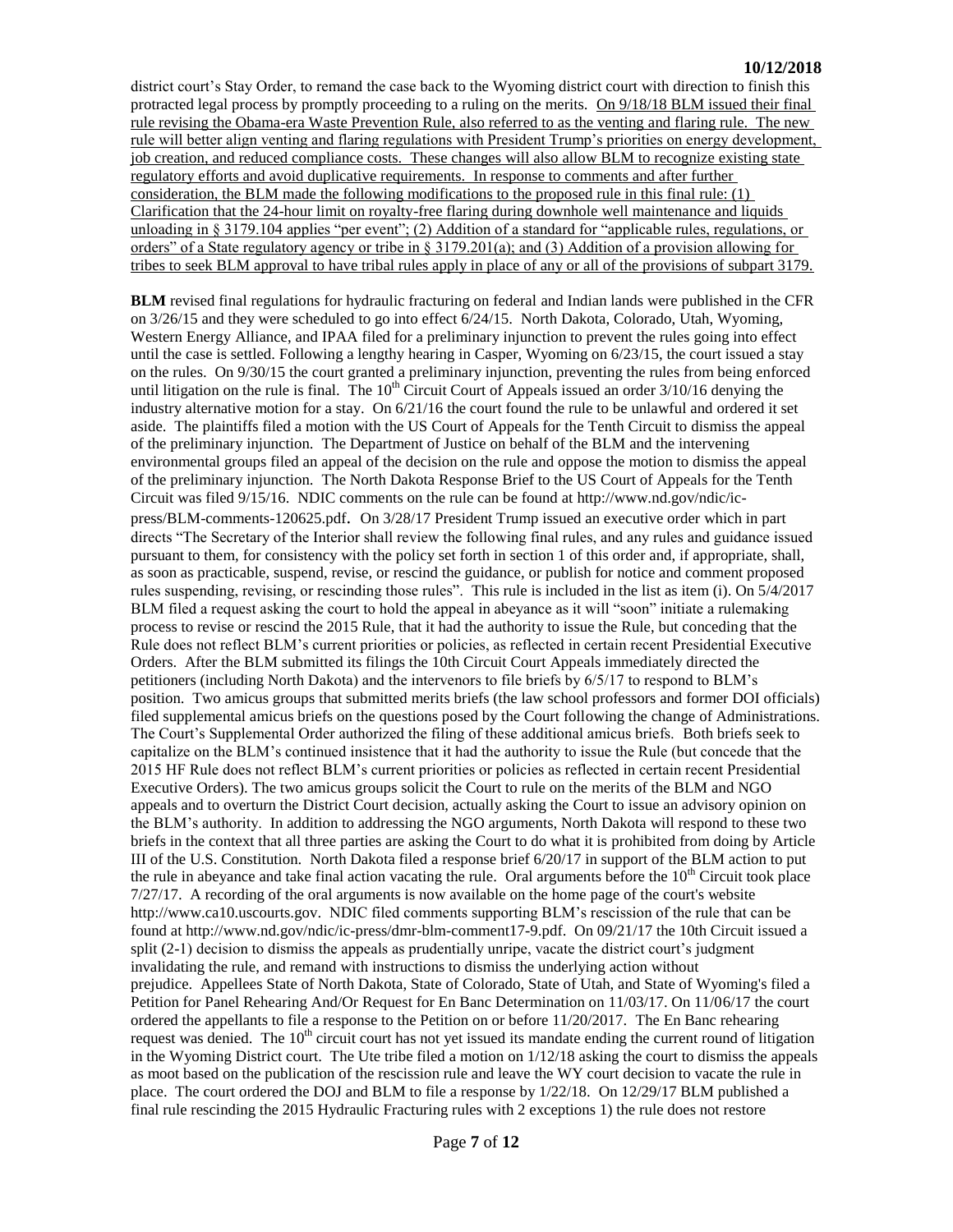district court's Stay Order, to remand the case back to the Wyoming district court with direction to finish this protracted legal process by promptly proceeding to a ruling on the merits. On 9/18/18 BLM issued their final rule revising the Obama-era Waste Prevention Rule, also referred to as the venting and flaring rule. The new rule will better align venting and flaring regulations with President Trump's priorities on energy development, job creation, and reduced compliance costs. These changes will also allow BLM to recognize existing state regulatory efforts and avoid duplicative requirements. In response to comments and after further consideration, the BLM made the following modifications to the proposed rule in this final rule: (1) Clarification that the 24-hour limit on royalty-free flaring during downhole well maintenance and liquids unloading in § 3179.104 applies "per event"; (2) Addition of a standard for "applicable rules, regulations, or orders" of a State regulatory agency or tribe in § 3179.201(a); and (3) Addition of a provision allowing for tribes to seek BLM approval to have tribal rules apply in place of any or all of the provisions of subpart 3179.

**BLM** revised final regulations for hydraulic fracturing on federal and Indian lands were published in the CFR on 3/26/15 and they were scheduled to go into effect 6/24/15. North Dakota, Colorado, Utah, Wyoming, Western Energy Alliance, and IPAA filed for a preliminary injunction to prevent the rules going into effect until the case is settled. Following a lengthy hearing in Casper, Wyoming on 6/23/15, the court issued a stay on the rules. On 9/30/15 the court granted a preliminary injunction, preventing the rules from being enforced until litigation on the rule is final. The 10th Circuit Court of Appeals issued an order 3/10/16 denying the industry alternative motion for a stay. On 6/21/16 the court found the rule to be unlawful and ordered it set aside. The plaintiffs filed a motion with the US Court of Appeals for the Tenth Circuit to dismiss the appeal of the preliminary injunction. The Department of Justice on behalf of the BLM and the intervening environmental groups filed an appeal of the decision on the rule and oppose the motion to dismiss the appeal of the preliminary injunction. The North Dakota Response Brief to the US Court of Appeals for the Tenth Circuit was filed 9/15/16. NDIC comments on the rule can be found at http://www.nd.gov/ndic/ic-press/BLM-comments-120625.pdf. On 3/28/17 President Trump issued an executive order which in part directs "The Secretary of the Interior shall review the following final rules, and any rules and guidance issued pursuant to them, for consistency with the policy set forth in section 1 of this order and, if appropriate, shall, as soon as practicable, suspend, revise, or rescind the guidance, or publish for notice and comment proposed rules suspending, revising, or rescinding those rules". This rule is included in the list as item (i). On 5/4/2017 BLM filed a request asking the court to hold the appeal in abeyance as it will "soon" initiate a rulemaking process to revise or rescind the 2015 Rule, that it had the authority to issue the Rule, but conceding that the Rule does not reflect BLM's current priorities or policies, as reflected in certain recent Presidential Executive Orders. After the BLM submitted its filings the 10th Circuit Court Appeals immediately directed the petitioners (including North Dakota) and the intervenors to file briefs by 6/5/17 to respond to BLM's position. Two amicus groups that submitted merits briefs (the law school professors and former DOI officials) filed supplemental amicus briefs on the questions posed by the Court following the change of Administrations. The Court's Supplemental Order authorized the filing of these additional amicus briefs. Both briefs seek to capitalize on the BLM's continued insistence that it had the authority to issue the Rule (but concede that the 2015 HF Rule does not reflect BLM's current priorities or policies as reflected in certain recent Presidential Executive Orders). The two amicus groups solicit the Court to rule on the merits of the BLM and NGO appeals and to overturn the District Court decision, actually asking the Court to issue an advisory opinion on the BLM's authority. In addition to addressing the NGO arguments, North Dakota will respond to these two briefs in the context that all three parties are asking the Court to do what it is prohibited from doing by Article III of the U.S. Constitution. North Dakota filed a response brief 6/20/17 in support of the BLM action to put the rule in abeyance and take final action vacating the rule. Oral arguments before the 10th Circuit took place 7/27/17. A recording of the oral arguments is now available on the home page of the court's website http://www.ca10.uscourts.gov. NDIC filed comments supporting BLM's rescission of the rule that can be found at http://www.nd.gov/ndic/ic-press/dmr-blm-comment17-9.pdf. On 09/21/17 the 10th Circuit issued a split (2-1) decision to dismiss the appeals as prudentially unripe, vacate the district court's judgment invalidating the rule, and remand with instructions to dismiss the underlying action without prejudice. Appellees State of North Dakota, State of Colorado, State of Utah, and State of Wyoming's filed a Petition for Panel Rehearing And/Or Request for En Banc Determination on 11/03/17. On 11/06/17 the court ordered the appellants to file a response to the Petition on or before 11/20/2017. The En Banc rehearing request was denied. The 10th circuit court has not yet issued its mandate ending the current round of litigation in the Wyoming District court. The Ute tribe filed a motion on 1/12/18 asking the court to dismiss the appeals as moot based on the publication of the rescission rule and leave the WY court decision to vacate the rule in place. The court ordered the DOJ and BLM to file a response by 1/22/18. On 12/29/17 BLM published a final rule rescinding the 2015 Hydraulic Fracturing rules with 2 exceptions 1) the rule does not restore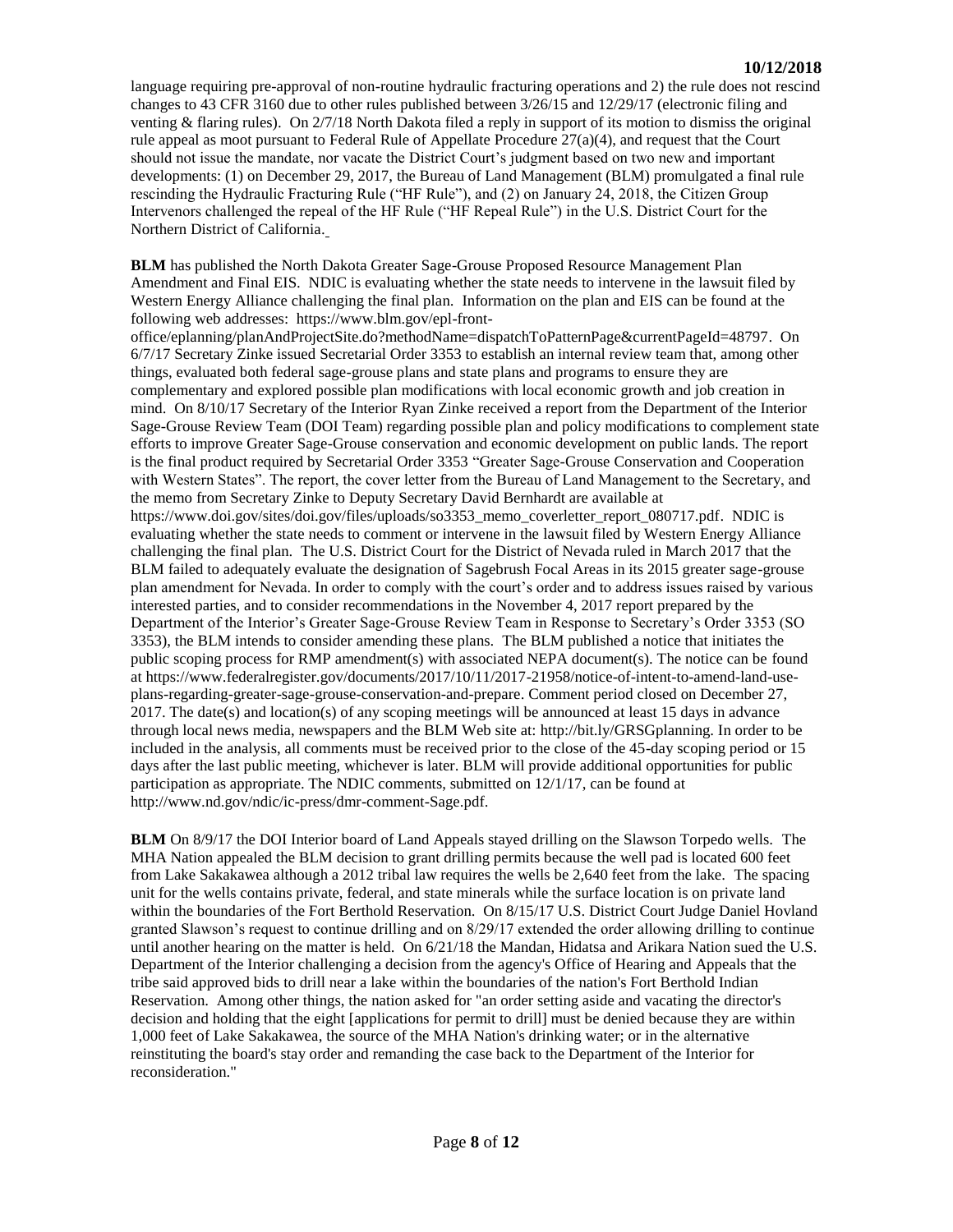language requiring pre-approval of non-routine hydraulic fracturing operations and 2) the rule does not rescind changes to 43 CFR 3160 due to other rules published between 3/26/15 and 12/29/17 (electronic filing and venting & flaring rules). On 2/7/18 North Dakota filed a reply in support of its motion to dismiss the original rule appeal as moot pursuant to Federal Rule of Appellate Procedure 27(a)(4), and request that the Court should not issue the mandate, nor vacate the District Court's judgment based on two new and important developments: (1) on December 29, 2017, the Bureau of Land Management (BLM) promulgated a final rule rescinding the Hydraulic Fracturing Rule ("HF Rule"), and (2) on January 24, 2018, the Citizen Group Intervenors challenged the repeal of the HF Rule ("HF Repeal Rule") in the U.S. District Court for the Northern District of California.

**BLM** has published the North Dakota Greater Sage-Grouse Proposed Resource Management Plan Amendment and Final EIS. NDIC is evaluating whether the state needs to intervene in the lawsuit filed by Western Energy Alliance challenging the final plan. Information on the plan and EIS can be found at the following web addresses: https://www.blm.gov/epl-front-office/eplanning/planAndProjectSite.do?methodName=dispatchToPatternPage&currentPageId=48797. On 6/7/17 Secretary Zinke issued Secretarial Order 3353 to establish an internal review team that, among other things, evaluated both federal sage-grouse plans and state plans and programs to ensure they are complementary and explored possible plan modifications with local economic growth and job creation in mind. On 8/10/17 Secretary of the Interior Ryan Zinke received a report from the Department of the Interior Sage-Grouse Review Team (DOI Team) regarding possible plan and policy modifications to complement state efforts to improve Greater Sage-Grouse conservation and economic development on public lands. The report is the final product required by Secretarial Order 3353 "Greater Sage-Grouse Conservation and Cooperation with Western States". The report, the cover letter from the Bureau of Land Management to the Secretary, and the memo from Secretary Zinke to Deputy Secretary David Bernhardt are available at https://www.doi.gov/sites/doi.gov/files/uploads/so3353_memo_coverletter_report_080717.pdf. NDIC is evaluating whether the state needs to comment or intervene in the lawsuit filed by Western Energy Alliance challenging the final plan. The U.S. District Court for the District of Nevada ruled in March 2017 that the BLM failed to adequately evaluate the designation of Sagebrush Focal Areas in its 2015 greater sage-grouse plan amendment for Nevada. In order to comply with the court's order and to address issues raised by various interested parties, and to consider recommendations in the November 4, 2017 report prepared by the Department of the Interior's Greater Sage-Grouse Review Team in Response to Secretary's Order 3353 (SO 3353), the BLM intends to consider amending these plans. The BLM published a notice that initiates the public scoping process for RMP amendment(s) with associated NEPA document(s). The notice can be found at https://www.federalregister.gov/documents/2017/10/11/2017-21958/notice-of-intent-to-amend-land-use-plans-regarding-greater-sage-grouse-conservation-and-prepare. Comment period closed on December 27, 2017. The date(s) and location(s) of any scoping meetings will be announced at least 15 days in advance through local news media, newspapers and the BLM Web site at: http://bit.ly/GRSGplanning. In order to be included in the analysis, all comments must be received prior to the close of the 45-day scoping period or 15 days after the last public meeting, whichever is later. BLM will provide additional opportunities for public participation as appropriate. The NDIC comments, submitted on 12/1/17, can be found at http://www.nd.gov/ndic/ic-press/dmr-comment-Sage.pdf.

**BLM** On 8/9/17 the DOI Interior board of Land Appeals stayed drilling on the Slawson Torpedo wells. The MHA Nation appealed the BLM decision to grant drilling permits because the well pad is located 600 feet from Lake Sakakawea although a 2012 tribal law requires the wells be 2,640 feet from the lake. The spacing unit for the wells contains private, federal, and state minerals while the surface location is on private land within the boundaries of the Fort Berthold Reservation. On 8/15/17 U.S. District Court Judge Daniel Hovland granted Slawson's request to continue drilling and on 8/29/17 extended the order allowing drilling to continue until another hearing on the matter is held. On 6/21/18 the Mandan, Hidatsa and Arikara Nation sued the U.S. Department of the Interior challenging a decision from the agency's Office of Hearing and Appeals that the tribe said approved bids to drill near a lake within the boundaries of the nation's Fort Berthold Indian Reservation. Among other things, the nation asked for "an order setting aside and vacating the director's decision and holding that the eight [applications for permit to drill] must be denied because they are within 1,000 feet of Lake Sakakawea, the source of the MHA Nation's drinking water; or in the alternative reinstituting the board's stay order and remanding the case back to the Department of the Interior for reconsideration."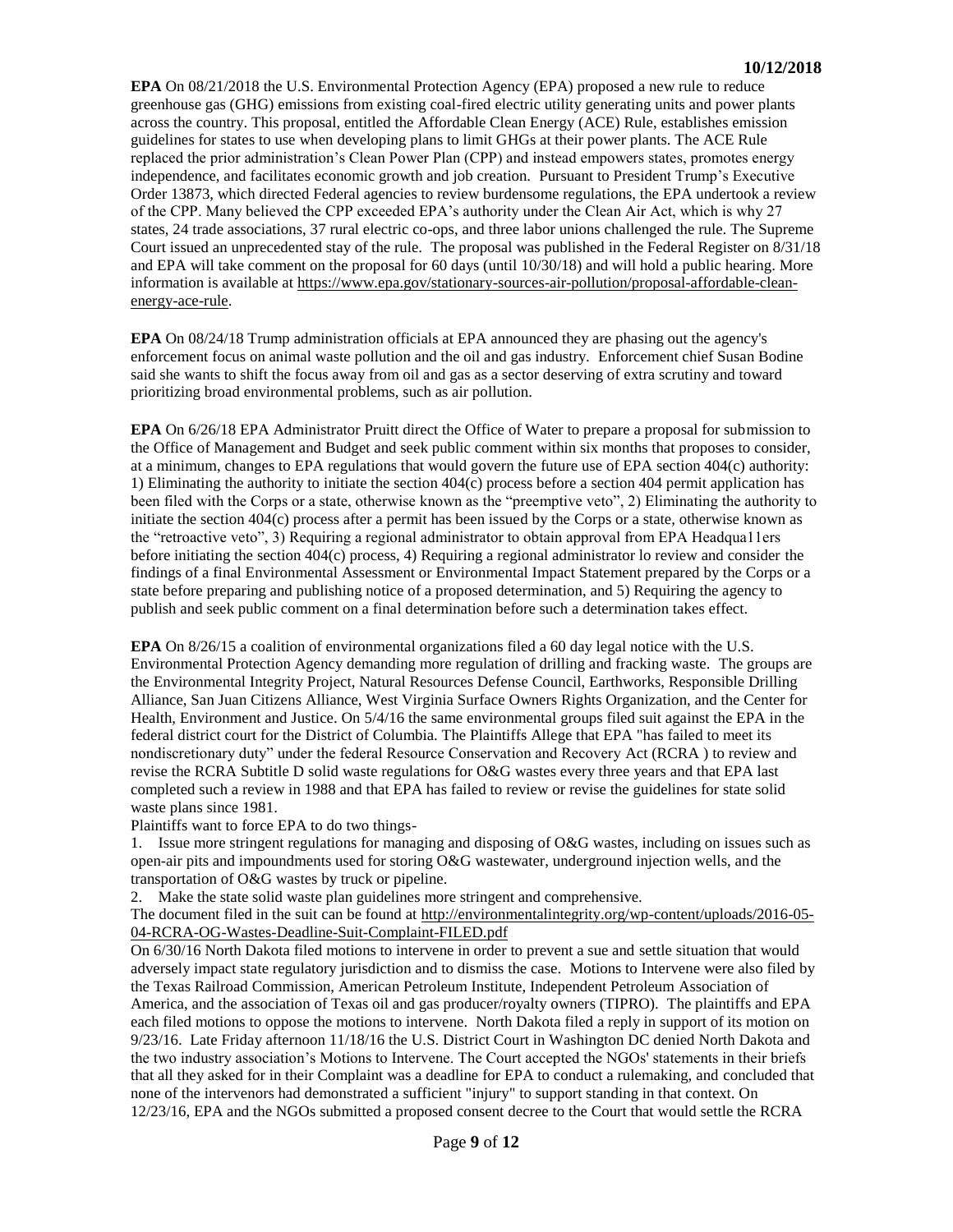**EPA** On 08/21/2018 the U.S. Environmental Protection Agency (EPA) proposed a new rule to reduce greenhouse gas (GHG) emissions from existing coal-fired electric utility generating units and power plants across the country. This proposal, entitled the Affordable Clean Energy (ACE) Rule, establishes emission guidelines for states to use when developing plans to limit GHGs at their power plants. The ACE Rule replaced the prior administration's Clean Power Plan (CPP) and instead empowers states, promotes energy independence, and facilitates economic growth and job creation. Pursuant to President Trump's Executive Order 13873, which directed Federal agencies to review burdensome regulations, the EPA undertook a review of the CPP. Many believed the CPP exceeded EPA's authority under the Clean Air Act, which is why 27 states, 24 trade associations, 37 rural electric co-ops, and three labor unions challenged the rule. The Supreme Court issued an unprecedented stay of the rule. The proposal was published in the Federal Register on 8/31/18 and EPA will take comment on the proposal for 60 days (until 10/30/18) and will hold a public hearing. More information is available at https://www.epa.gov/stationary-sources-air-pollution/proposal-affordable-clean-energy-ace-rule.

**EPA** On 08/24/18 Trump administration officials at EPA announced they are phasing out the agency's enforcement focus on animal waste pollution and the oil and gas industry. Enforcement chief Susan Bodine said she wants to shift the focus away from oil and gas as a sector deserving of extra scrutiny and toward prioritizing broad environmental problems, such as air pollution.

**EPA** On 6/26/18 EPA Administrator Pruitt direct the Office of Water to prepare a proposal for submission to the Office of Management and Budget and seek public comment within six months that proposes to consider, at a minimum, changes to EPA regulations that would govern the future use of EPA section 404(c) authority: 1) Eliminating the authority to initiate the section 404(c) process before a section 404 permit application has been filed with the Corps or a state, otherwise known as the "preemptive veto", 2) Eliminating the authority to initiate the section 404(c) process after a permit has been issued by the Corps or a state, otherwise known as the "retroactive veto", 3) Requiring a regional administrator to obtain approval from EPA Headqua11ers before initiating the section 404(c) process, 4) Requiring a regional administrator lo review and consider the findings of a final Environmental Assessment or Environmental Impact Statement prepared by the Corps or a state before preparing and publishing notice of a proposed determination, and 5) Requiring the agency to publish and seek public comment on a final determination before such a determination takes effect.

**EPA** On 8/26/15 a coalition of environmental organizations filed a 60 day legal notice with the U.S. Environmental Protection Agency demanding more regulation of drilling and fracking waste. The groups are the Environmental Integrity Project, Natural Resources Defense Council, Earthworks, Responsible Drilling Alliance, San Juan Citizens Alliance, West Virginia Surface Owners Rights Organization, and the Center for Health, Environment and Justice. On 5/4/16 the same environmental groups filed suit against the EPA in the federal district court for the District of Columbia. The Plaintiffs Allege that EPA "has failed to meet its nondiscretionary duty" under the federal Resource Conservation and Recovery Act (RCRA ) to review and revise the RCRA Subtitle D solid waste regulations for O&G wastes every three years and that EPA last completed such a review in 1988 and that EPA has failed to review or revise the guidelines for state solid waste plans since 1981.

Plaintiffs want to force EPA to do two things-

1. Issue more stringent regulations for managing and disposing of O&G wastes, including on issues such as open-air pits and impoundments used for storing O&G wastewater, underground injection wells, and the transportation of O&G wastes by truck or pipeline.
2. Make the state solid waste plan guidelines more stringent and comprehensive.

The document filed in the suit can be found at http://environmentalintegrity.org/wp-content/uploads/2016-05-04-RCRA-OG-Wastes-Deadline-Suit-Complaint-FILED.pdf

On 6/30/16 North Dakota filed motions to intervene in order to prevent a sue and settle situation that would adversely impact state regulatory jurisdiction and to dismiss the case. Motions to Intervene were also filed by the Texas Railroad Commission, American Petroleum Institute, Independent Petroleum Association of America, and the association of Texas oil and gas producer/royalty owners (TIPRO). The plaintiffs and EPA each filed motions to oppose the motions to intervene. North Dakota filed a reply in support of its motion on 9/23/16. Late Friday afternoon 11/18/16 the U.S. District Court in Washington DC denied North Dakota and the two industry association's Motions to Intervene. The Court accepted the NGOs' statements in their briefs that all they asked for in their Complaint was a deadline for EPA to conduct a rulemaking, and concluded that none of the intervenors had demonstrated a sufficient "injury" to support standing in that context. On 12/23/16, EPA and the NGOs submitted a proposed consent decree to the Court that would settle the RCRA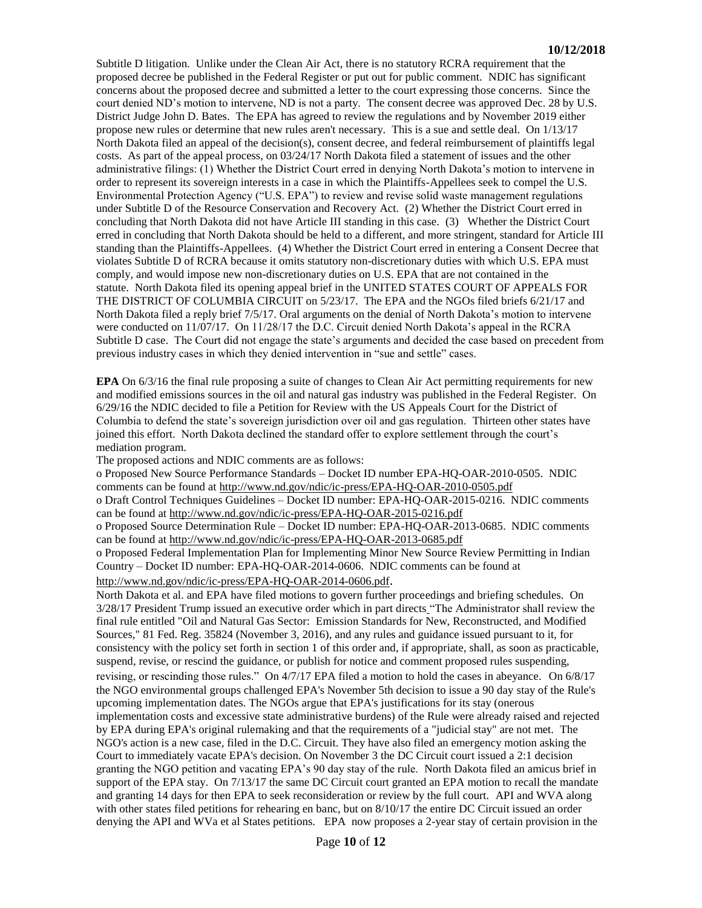Subtitle D litigation. Unlike under the Clean Air Act, there is no statutory RCRA requirement that the proposed decree be published in the Federal Register or put out for public comment. NDIC has significant concerns about the proposed decree and submitted a letter to the court expressing those concerns. Since the court denied ND's motion to intervene, ND is not a party. The consent decree was approved Dec. 28 by U.S. District Judge John D. Bates. The EPA has agreed to review the regulations and by November 2019 either propose new rules or determine that new rules aren't necessary. This is a sue and settle deal. On 1/13/17 North Dakota filed an appeal of the decision(s), consent decree, and federal reimbursement of plaintiffs legal costs. As part of the appeal process, on 03/24/17 North Dakota filed a statement of issues and the other administrative filings: (1) Whether the District Court erred in denying North Dakota's motion to intervene in order to represent its sovereign interests in a case in which the Plaintiffs-Appellees seek to compel the U.S. Environmental Protection Agency ("U.S. EPA") to review and revise solid waste management regulations under Subtitle D of the Resource Conservation and Recovery Act. (2) Whether the District Court erred in concluding that North Dakota did not have Article III standing in this case. (3) Whether the District Court erred in concluding that North Dakota should be held to a different, and more stringent, standard for Article III standing than the Plaintiffs-Appellees. (4) Whether the District Court erred in entering a Consent Decree that violates Subtitle D of RCRA because it omits statutory non-discretionary duties with which U.S. EPA must comply, and would impose new non-discretionary duties on U.S. EPA that are not contained in the statute. North Dakota filed its opening appeal brief in the UNITED STATES COURT OF APPEALS FOR THE DISTRICT OF COLUMBIA CIRCUIT on 5/23/17. The EPA and the NGOs filed briefs 6/21/17 and North Dakota filed a reply brief 7/5/17. Oral arguments on the denial of North Dakota's motion to intervene were conducted on 11/07/17. On 11/28/17 the D.C. Circuit denied North Dakota's appeal in the RCRA Subtitle D case. The Court did not engage the state's arguments and decided the case based on precedent from previous industry cases in which they denied intervention in "sue and settle" cases.

**EPA** On 6/3/16 the final rule proposing a suite of changes to Clean Air Act permitting requirements for new and modified emissions sources in the oil and natural gas industry was published in the Federal Register. On 6/29/16 the NDIC decided to file a Petition for Review with the US Appeals Court for the District of Columbia to defend the state's sovereign jurisdiction over oil and gas regulation. Thirteen other states have joined this effort. North Dakota declined the standard offer to explore settlement through the court's mediation program.

The proposed actions and NDIC comments are as follows:

- Proposed New Source Performance Standards – Docket ID number EPA-HQ-OAR-2010-0505. NDIC comments can be found at http://www.nd.gov/ndic/ic-press/EPA-HQ-OAR-2010-0505.pdf
- Draft Control Techniques Guidelines – Docket ID number: EPA-HQ-OAR-2015-0216. NDIC comments can be found at http://www.nd.gov/ndic/ic-press/EPA-HQ-OAR-2015-0216.pdf
- Proposed Source Determination Rule – Docket ID number: EPA-HQ-OAR-2013-0685. NDIC comments can be found at http://www.nd.gov/ndic/ic-press/EPA-HQ-OAR-2013-0685.pdf
- Proposed Federal Implementation Plan for Implementing Minor New Source Review Permitting in Indian Country – Docket ID number: EPA-HQ-OAR-2014-0606. NDIC comments can be found at http://www.nd.gov/ndic/ic-press/EPA-HQ-OAR-2014-0606.pdf.

North Dakota et al. and EPA have filed motions to govern further proceedings and briefing schedules. On 3/28/17 President Trump issued an executive order which in part directs "The Administrator shall review the final rule entitled "Oil and Natural Gas Sector: Emission Standards for New, Reconstructed, and Modified Sources," 81 Fed. Reg. 35824 (November 3, 2016), and any rules and guidance issued pursuant to it, for consistency with the policy set forth in section 1 of this order and, if appropriate, shall, as soon as practicable, suspend, revise, or rescind the guidance, or publish for notice and comment proposed rules suspending, revising, or rescinding those rules." On 4/7/17 EPA filed a motion to hold the cases in abeyance. On 6/8/17 the NGO environmental groups challenged EPA's November 5th decision to issue a 90 day stay of the Rule's upcoming implementation dates. The NGOs argue that EPA's justifications for its stay (onerous implementation costs and excessive state administrative burdens) of the Rule were already raised and rejected by EPA during EPA's original rulemaking and that the requirements of a "judicial stay" are not met. The NGO's action is a new case, filed in the D.C. Circuit. They have also filed an emergency motion asking the Court to immediately vacate EPA's decision. On November 3 the DC Circuit court issued a 2:1 decision granting the NGO petition and vacating EPA's 90 day stay of the rule. North Dakota filed an amicus brief in support of the EPA stay. On 7/13/17 the same DC Circuit court granted an EPA motion to recall the mandate and granting 14 days for then EPA to seek reconsideration or review by the full court. API and WVA along with other states filed petitions for rehearing en banc, but on 8/10/17 the entire DC Circuit issued an order denying the API and WVa et al States petitions. EPA now proposes a 2-year stay of certain provision in the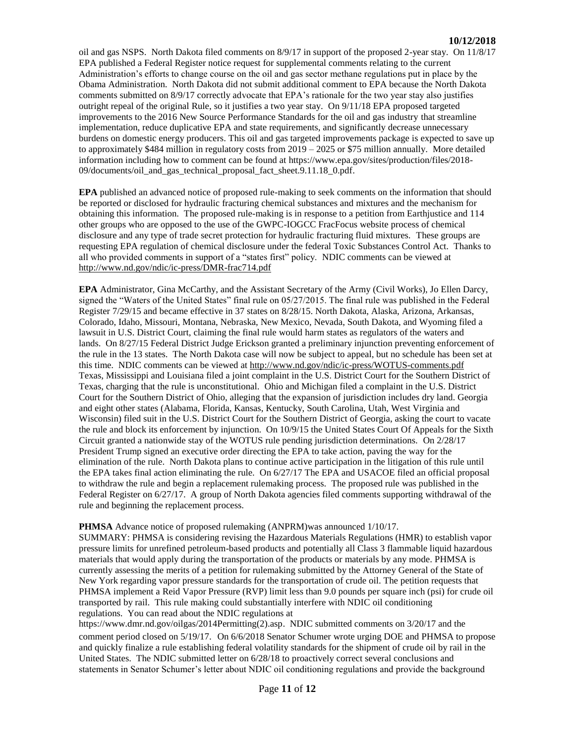oil and gas NSPS. North Dakota filed comments on 8/9/17 in support of the proposed 2-year stay. On 11/8/17 EPA published a Federal Register notice request for supplemental comments relating to the current Administration's efforts to change course on the oil and gas sector methane regulations put in place by the Obama Administration. North Dakota did not submit additional comment to EPA because the North Dakota comments submitted on 8/9/17 correctly advocate that EPA's rationale for the two year stay also justifies outright repeal of the original Rule, so it justifies a two year stay. On 9/11/18 EPA proposed targeted improvements to the 2016 New Source Performance Standards for the oil and gas industry that streamline implementation, reduce duplicative EPA and state requirements, and significantly decrease unnecessary burdens on domestic energy producers. This oil and gas targeted improvements package is expected to save up to approximately $484 million in regulatory costs from 2019 – 2025 or $75 million annually. More detailed information including how to comment can be found at https://www.epa.gov/sites/production/files/2018-09/documents/oil_and_gas_technical_proposal_fact_sheet.9.11.18_0.pdf.

**EPA** published an advanced notice of proposed rule-making to seek comments on the information that should be reported or disclosed for hydraulic fracturing chemical substances and mixtures and the mechanism for obtaining this information. The proposed rule-making is in response to a petition from Earthjustice and 114 other groups who are opposed to the use of the GWPC-IOGCC FracFocus website process of chemical disclosure and any type of trade secret protection for hydraulic fracturing fluid mixtures. These groups are requesting EPA regulation of chemical disclosure under the federal Toxic Substances Control Act. Thanks to all who provided comments in support of a "states first" policy. NDIC comments can be viewed at http://www.nd.gov/ndic/ic-press/DMR-frac714.pdf

**EPA** Administrator, Gina McCarthy, and the Assistant Secretary of the Army (Civil Works), Jo Ellen Darcy, signed the "Waters of the United States" final rule on 05/27/2015. The final rule was published in the Federal Register 7/29/15 and became effective in 37 states on 8/28/15. North Dakota, Alaska, Arizona, Arkansas, Colorado, Idaho, Missouri, Montana, Nebraska, New Mexico, Nevada, South Dakota, and Wyoming filed a lawsuit in U.S. District Court, claiming the final rule would harm states as regulators of the waters and lands. On 8/27/15 Federal District Judge Erickson granted a preliminary injunction preventing enforcement of the rule in the 13 states. The North Dakota case will now be subject to appeal, but no schedule has been set at this time. NDIC comments can be viewed at http://www.nd.gov/ndic/ic-press/WOTUS-comments.pdf Texas, Mississippi and Louisiana filed a joint complaint in the U.S. District Court for the Southern District of Texas, charging that the rule is unconstitutional. Ohio and Michigan filed a complaint in the U.S. District Court for the Southern District of Ohio, alleging that the expansion of jurisdiction includes dry land. Georgia and eight other states (Alabama, Florida, Kansas, Kentucky, South Carolina, Utah, West Virginia and Wisconsin) filed suit in the U.S. District Court for the Southern District of Georgia, asking the court to vacate the rule and block its enforcement by injunction. On 10/9/15 the United States Court Of Appeals for the Sixth Circuit granted a nationwide stay of the WOTUS rule pending jurisdiction determinations. On 2/28/17 President Trump signed an executive order directing the EPA to take action, paving the way for the elimination of the rule. North Dakota plans to continue active participation in the litigation of this rule until the EPA takes final action eliminating the rule. On 6/27/17 The EPA and USACOE filed an official proposal to withdraw the rule and begin a replacement rulemaking process. The proposed rule was published in the Federal Register on 6/27/17. A group of North Dakota agencies filed comments supporting withdrawal of the rule and beginning the replacement process.

**PHMSA** Advance notice of proposed rulemaking (ANPRM)was announced 1/10/17.
SUMMARY: PHMSA is considering revising the Hazardous Materials Regulations (HMR) to establish vapor pressure limits for unrefined petroleum-based products and potentially all Class 3 flammable liquid hazardous materials that would apply during the transportation of the products or materials by any mode. PHMSA is currently assessing the merits of a petition for rulemaking submitted by the Attorney General of the State of New York regarding vapor pressure standards for the transportation of crude oil. The petition requests that PHMSA implement a Reid Vapor Pressure (RVP) limit less than 9.0 pounds per square inch (psi) for crude oil transported by rail. This rule making could substantially interfere with NDIC oil conditioning regulations. You can read about the NDIC regulations at https://www.dmr.nd.gov/oilgas/2014Permitting(2).asp. NDIC submitted comments on 3/20/17 and the comment period closed on 5/19/17. On 6/6/2018 Senator Schumer wrote urging DOE and PHMSA to propose and quickly finalize a rule establishing federal volatility standards for the shipment of crude oil by rail in the United States. The NDIC submitted letter on 6/28/18 to proactively correct several conclusions and statements in Senator Schumer's letter about NDIC oil conditioning regulations and provide the background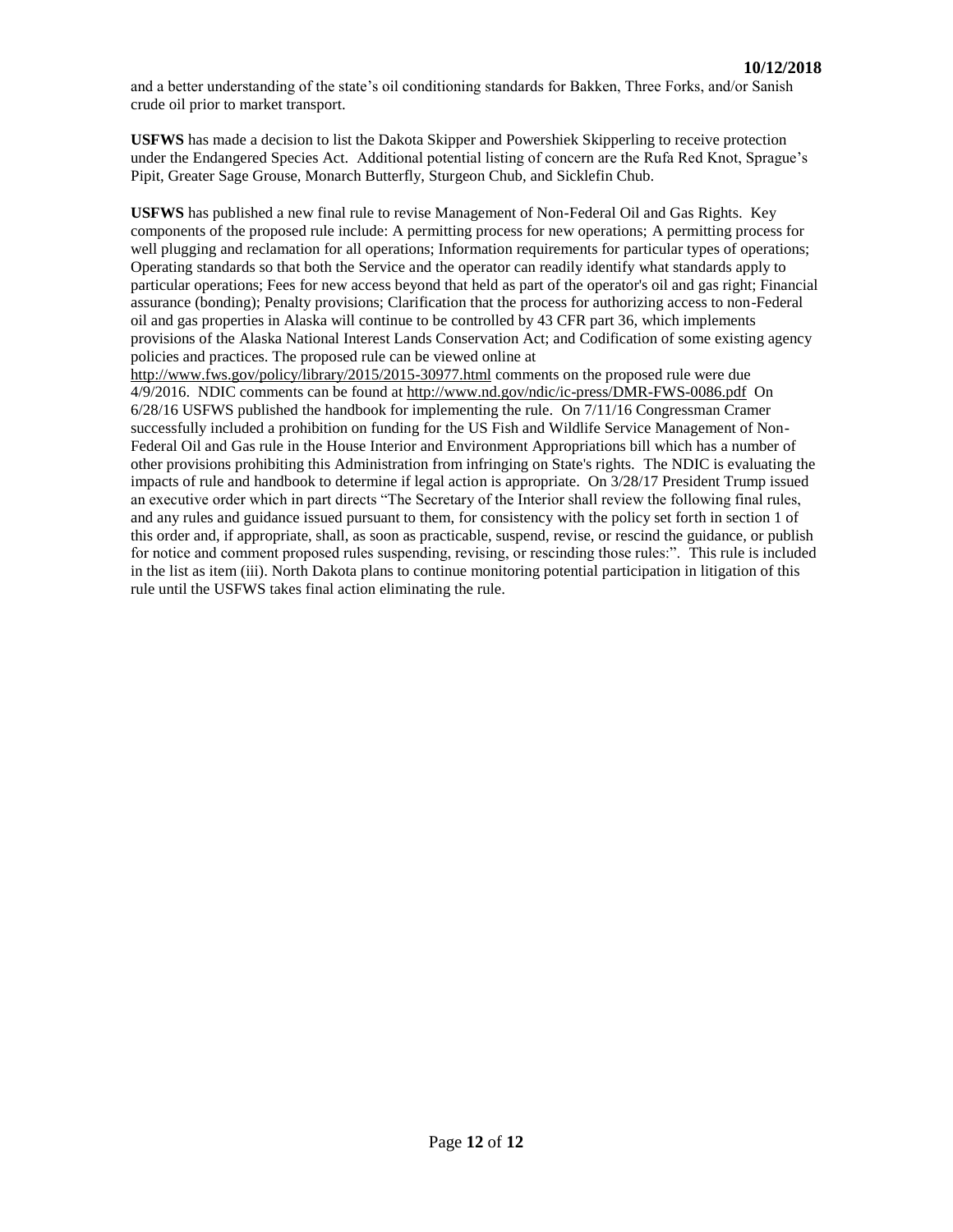and a better understanding of the state's oil conditioning standards for Bakken, Three Forks, and/or Sanish crude oil prior to market transport.

**USFWS** has made a decision to list the Dakota Skipper and Powershiek Skipperling to receive protection under the Endangered Species Act. Additional potential listing of concern are the Rufa Red Knot, Sprague's Pipit, Greater Sage Grouse, Monarch Butterfly, Sturgeon Chub, and Sicklefin Chub.

**USFWS** has published a new final rule to revise Management of Non-Federal Oil and Gas Rights. Key components of the proposed rule include: A permitting process for new operations; A permitting process for well plugging and reclamation for all operations; Information requirements for particular types of operations; Operating standards so that both the Service and the operator can readily identify what standards apply to particular operations; Fees for new access beyond that held as part of the operator's oil and gas right; Financial assurance (bonding); Penalty provisions; Clarification that the process for authorizing access to non-Federal oil and gas properties in Alaska will continue to be controlled by 43 CFR part 36, which implements provisions of the Alaska National Interest Lands Conservation Act; and Codification of some existing agency policies and practices. The proposed rule can be viewed online at http://www.fws.gov/policy/library/2015/2015-30977.html comments on the proposed rule were due 4/9/2016. NDIC comments can be found at http://www.nd.gov/ndic/ic-press/DMR-FWS-0086.pdf On 6/28/16 USFWS published the handbook for implementing the rule. On 7/11/16 Congressman Cramer successfully included a prohibition on funding for the US Fish and Wildlife Service Management of Non-Federal Oil and Gas rule in the House Interior and Environment Appropriations bill which has a number of other provisions prohibiting this Administration from infringing on State's rights. The NDIC is evaluating the impacts of rule and handbook to determine if legal action is appropriate. On 3/28/17 President Trump issued an executive order which in part directs "The Secretary of the Interior shall review the following final rules, and any rules and guidance issued pursuant to them, for consistency with the policy set forth in section 1 of this order and, if appropriate, shall, as soon as practicable, suspend, revise, or rescind the guidance, or publish for notice and comment proposed rules suspending, revising, or rescinding those rules:". This rule is included in the list as item (iii). North Dakota plans to continue monitoring potential participation in litigation of this rule until the USFWS takes final action eliminating the rule.